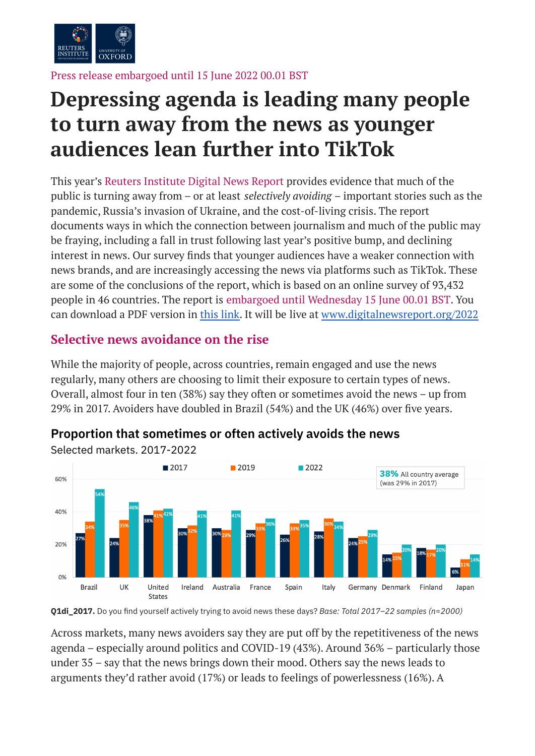Press release embargoed until 15 June 2022 00.01 BST

# Depressing agenda is leading many people to turn away from the news as younger audiences lean further into TikTok

This year's Reuters Institute Digital News Report provides evidence that much of the public is turning away from – or at least *selectively avoiding* – important stories such as the pandemic, Russia's invasion of Ukraine, and the cost-of-living crisis. The report documents ways in which the connection between journalism and much of the public may be fraying, including a fall in trust following last year's positive bump, and declining interest in news. Our survey finds that younger audiences have a weaker connection with news brands, and are increasingly accessing the news via platforms such as TikTok. These are some of the conclusions of the report, which is based on an online survey of 93,432 people in 46 countries. The report is embargoed until Wednesday 15 June 00.01 BST. You can download a PDF version in this link. It will be live at www.digitalnewsreport.org/2022

## Selective news avoidance on the rise

While the majority of people, across countries, remain engaged and use the news regularly, many others are choosing to limit their exposure to certain types of news. Overall, almost four in ten (38%) say they often or sometimes avoid the news – up from 29% in 2017. Avoiders have doubled in Brazil (54%) and the UK (46%) over five years.

### Proportion that sometimes or often actively avoids the news

Selected markets. 2017-2022

**38%** All country average (was 29% in 2017)

| Market | 2017 | 2019 | 2022 |
|---|---|---|---|
| Brazil | 27% | 34% | 54% |
| UK | 24% | 35% | 46% |
| United States | 38% | 41% | 42% |
| Ireland | 30% | 32% | 41% |
| Australia | 30% | 29% | 41% |
| France | 29% | 33% | 36% |
| Spain | 26% | 33% | 35% |
| Italy | 28% | 36% | 34% |
| Germany | 24% | 25% | 29% |
| Denmark | 14% | 15% | 20% |
| Finland | 18% | 17% | 20% |
| Japan | 6% | 11% | 14% |

**Q1di_2017.** Do you find yourself actively trying to avoid news these days? *Base: Total 2017–22 samples (n≈2000)*

Across markets, many news avoiders say they are put off by the repetitiveness of the news agenda – especially around politics and COVID-19 (43%). Around 36% – particularly those under 35 – say that the news brings down their mood. Others say the news leads to arguments they'd rather avoid (17%) or leads to feelings of powerlessness (16%). A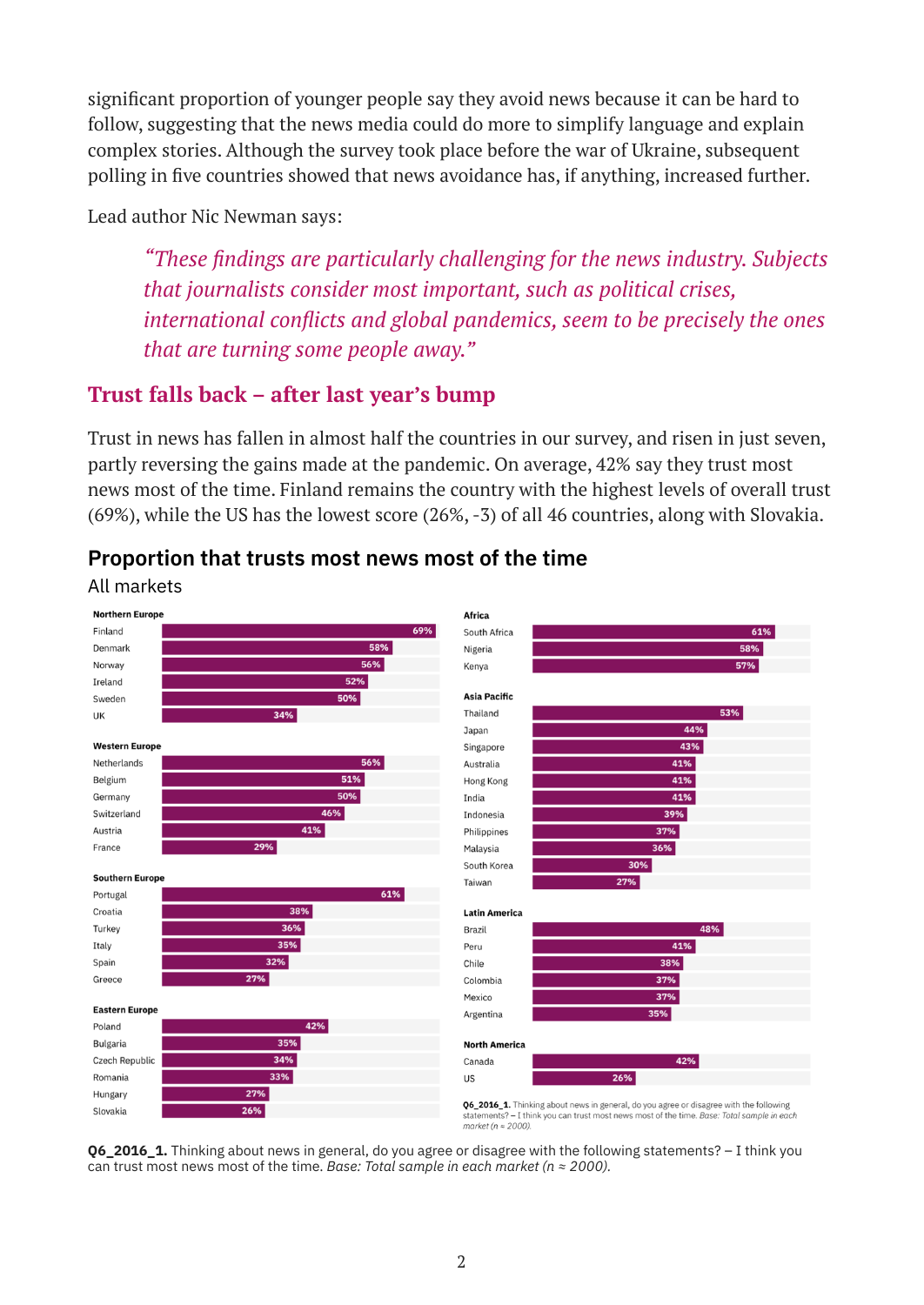significant proportion of younger people say they avoid news because it can be hard to follow, suggesting that the news media could do more to simplify language and explain complex stories. Although the survey took place before the war of Ukraine, subsequent polling in five countries showed that news avoidance has, if anything, increased further.

Lead author Nic Newman says:

> *"These findings are particularly challenging for the news industry. Subjects that journalists consider most important, such as political crises, international conflicts and global pandemics, seem to be precisely the ones that are turning some people away."*

## Trust falls back – after last year's bump

Trust in news has fallen in almost half the countries in our survey, and risen in just seven, partly reversing the gains made at the pandemic. On average, 42% say they trust most news most of the time. Finland remains the country with the highest levels of overall trust (69%), while the US has the lowest score (26%, -3) of all 46 countries, along with Slovakia.

### Proportion that trusts most news most of the time

All markets

| Region | Market | Trust |
|---|---|---|
| **Northern Europe** | Finland | 69% |
| | Denmark | 58% |
| | Norway | 56% |
| | Ireland | 52% |
| | Sweden | 50% |
| | UK | 34% |
| **Western Europe** | Netherlands | 56% |
| | Belgium | 51% |
| | Germany | 50% |
| | Switzerland | 46% |
| | Austria | 41% |
| | France | 29% |
| **Southern Europe** | Portugal | 61% |
| | Croatia | 38% |
| | Turkey | 36% |
| | Italy | 35% |
| | Spain | 32% |
| | Greece | 27% |
| **Eastern Europe** | Poland | 42% |
| | Bulgaria | 35% |
| | Czech Republic | 34% |
| | Romania | 33% |
| | Hungary | 27% |
| | Slovakia | 26% |
| **Africa** | South Africa | 61% |
| | Nigeria | 58% |
| | Kenya | 57% |
| **Asia Pacific** | Thailand | 53% |
| | Japan | 44% |
| | Singapore | 43% |
| | Australia | 41% |
| | Hong Kong | 41% |
| | India | 41% |
| | Indonesia | 39% |
| | Philippines | 37% |
| | Malaysia | 36% |
| | South Korea | 30% |
| | Taiwan | 27% |
| **Latin America** | Brazil | 48% |
| | Peru | 41% |
| | Chile | 38% |
| | Colombia | 37% |
| | Mexico | 37% |
| | Argentina | 35% |
| **North America** | Canada | 42% |
| | US | 26% |

**Q6_2016_1.** Thinking about news in general, do you agree or disagree with the following statements? – I think you can trust most news most of the time. *Base: Total sample in each market (n ≈ 2000).*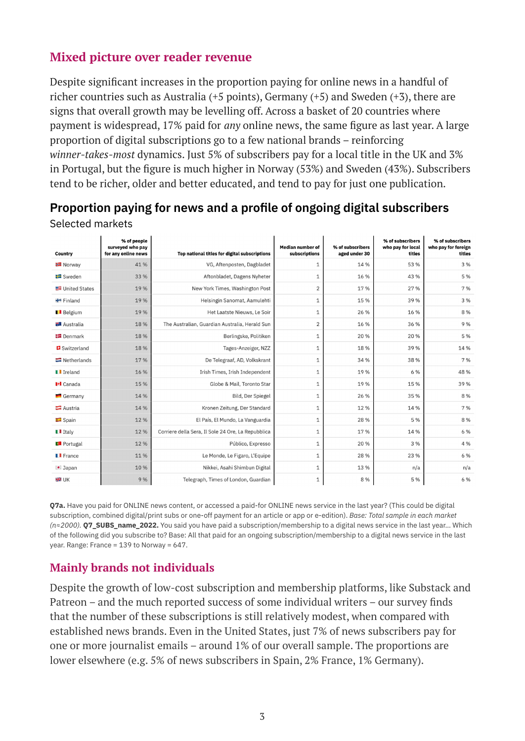## Mixed picture over reader revenue

Despite significant increases in the proportion paying for online news in a handful of richer countries such as Australia (+5 points), Germany (+5) and Sweden (+3), there are signs that overall growth may be levelling off. Across a basket of 20 countries where payment is widespread, 17% paid for *any* online news, the same figure as last year. A large proportion of digital subscriptions go to a few national brands – reinforcing *winner-takes-most* dynamics. Just 5% of subscribers pay for a local title in the UK and 3% in Portugal, but the figure is much higher in Norway (53%) and Sweden (43%). Subscribers tend to be richer, older and better educated, and tend to pay for just one publication.

### Proportion paying for news and a profile of ongoing digital subscribers

Selected markets

| Country | % of people surveyed who pay for any online news | Top national titles for digital subscriptions | Median number of subscriptions | % of subscribers aged under 30 | % of subscribers who pay for local titles | % of subscribers who pay for foreign titles |
|---|---|---|---|---|---|---|
| Norway | 41 % | VG, Aftenposten, Dagbladet | 1 | 14 % | 53 % | 3 % |
| Sweden | 33 % | Aftonbladet, Dagens Nyheter | 1 | 16 % | 43 % | 5 % |
| United States | 19 % | New York Times, Washington Post | 2 | 17 % | 27 % | 7 % |
| Finland | 19 % | Helsingin Sanomat, Aamulehti | 1 | 15 % | 39 % | 3 % |
| Belgium | 19 % | Het Laatste Nieuws, Le Soir | 1 | 26 % | 16 % | 8 % |
| Australia | 18 % | The Australian, Guardian Australia, Herald Sun | 2 | 16 % | 36 % | 9 % |
| Denmark | 18 % | Berlingske, Politiken | 1 | 20 % | 20 % | 5 % |
| Switzerland | 18 % | Tages-Anzeiger, NZZ | 1 | 18 % | 39 % | 14 % |
| Netherlands | 17 % | De Telegraaf, AD, Volkskrant | 1 | 34 % | 38 % | 7 % |
| Ireland | 16 % | Irish Times, Irish Independent | 1 | 19 % | 6 % | 48 % |
| Canada | 15 % | Globe & Mail, Toronto Star | 1 | 19 % | 15 % | 39 % |
| Germany | 14 % | Bild, Der Spiegel | 1 | 26 % | 35 % | 8 % |
| Austria | 14 % | Kronen Zeitung, Der Standard | 1 | 12 % | 14 % | 7 % |
| Spain | 12 % | El País, El Mundo, La Vanguardia | 1 | 28 % | 5 % | 8 % |
| Italy | 12 % | Corriere della Sera, Il Sole 24 Ore, La Repubblica | 1 | 17 % | 14 % | 6 % |
| Portugal | 12 % | Público, Expresso | 1 | 20 % | 3 % | 4 % |
| France | 11 % | Le Monde, Le Figaro, L'Equipe | 1 | 28 % | 23 % | 6 % |
| Japan | 10 % | Nikkei, Asahi Shimbun Digital | 1 | 13 % | n/a | n/a |
| UK | 9 % | Telegraph, Times of London, Guardian | 1 | 8 % | 5 % | 6 % |

**Q7a.** Have you paid for ONLINE news content, or accessed a paid-for ONLINE news service in the last year? (This could be digital subscription, combined digital/print subs or one-off payment for an article or app or e-edition). *Base: Total sample in each market (n≈2000).* **Q7_SUBS_name_2022.** You said you have paid a subscription/membership to a digital news service in the last year... Which of the following did you subscribe to? Base: All that paid for an ongoing subscription/membership to a digital news service in the last year. Range: France = 139 to Norway = 647.

## Mainly brands not individuals

Despite the growth of low-cost subscription and membership platforms, like Substack and Patreon – and the much reported success of some individual writers – our survey finds that the number of these subscriptions is still relatively modest, when compared with established news brands. Even in the United States, just 7% of news subscribers pay for one or more journalist emails – around 1% of our overall sample. The proportions are lower elsewhere (e.g. 5% of news subscribers in Spain, 2% France, 1% Germany).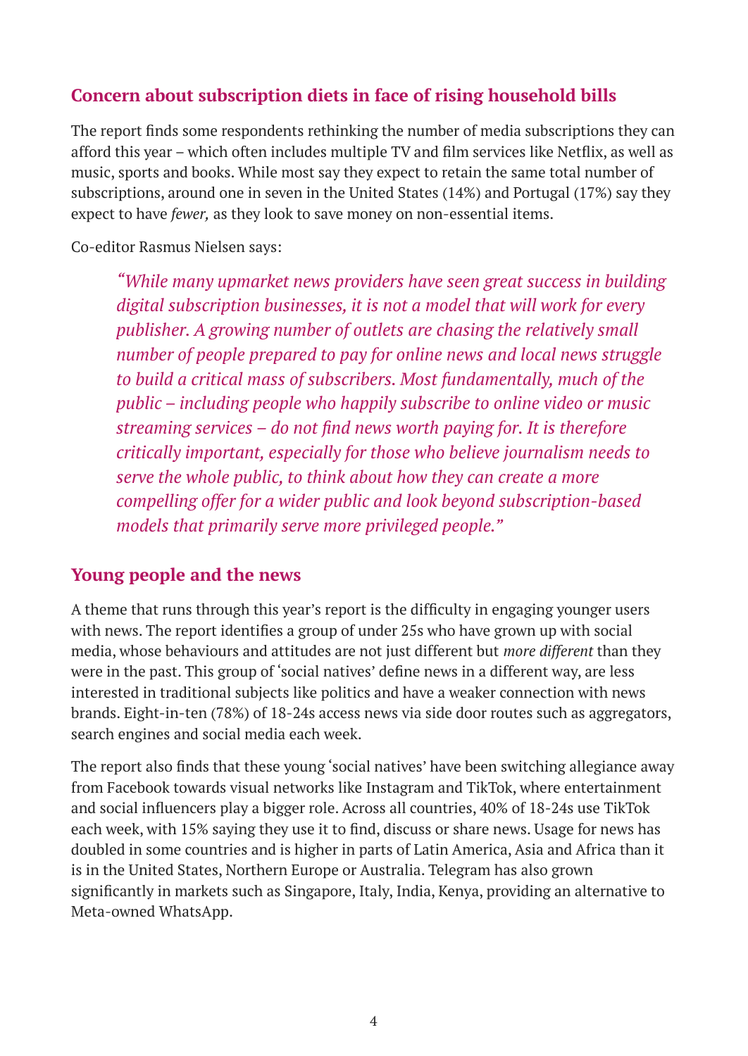## Concern about subscription diets in face of rising household bills

The report finds some respondents rethinking the number of media subscriptions they can afford this year – which often includes multiple TV and film services like Netflix, as well as music, sports and books. While most say they expect to retain the same total number of subscriptions, around one in seven in the United States (14%) and Portugal (17%) say they expect to have *fewer,* as they look to save money on non-essential items.

Co-editor Rasmus Nielsen says:

> *"While many upmarket news providers have seen great success in building digital subscription businesses, it is not a model that will work for every publisher. A growing number of outlets are chasing the relatively small number of people prepared to pay for online news and local news struggle to build a critical mass of subscribers. Most fundamentally, much of the public – including people who happily subscribe to online video or music streaming services – do not find news worth paying for. It is therefore critically important, especially for those who believe journalism needs to serve the whole public, to think about how they can create a more compelling offer for a wider public and look beyond subscription-based models that primarily serve more privileged people."*

## Young people and the news

A theme that runs through this year's report is the difficulty in engaging younger users with news. The report identifies a group of under 25s who have grown up with social media, whose behaviours and attitudes are not just different but *more different* than they were in the past. This group of 'social natives' define news in a different way, are less interested in traditional subjects like politics and have a weaker connection with news brands. Eight-in-ten (78%) of 18-24s access news via side door routes such as aggregators, search engines and social media each week.

The report also finds that these young 'social natives' have been switching allegiance away from Facebook towards visual networks like Instagram and TikTok, where entertainment and social influencers play a bigger role. Across all countries, 40% of 18-24s use TikTok each week, with 15% saying they use it to find, discuss or share news. Usage for news has doubled in some countries and is higher in parts of Latin America, Asia and Africa than it is in the United States, Northern Europe or Australia. Telegram has also grown significantly in markets such as Singapore, Italy, India, Kenya, providing an alternative to Meta-owned WhatsApp.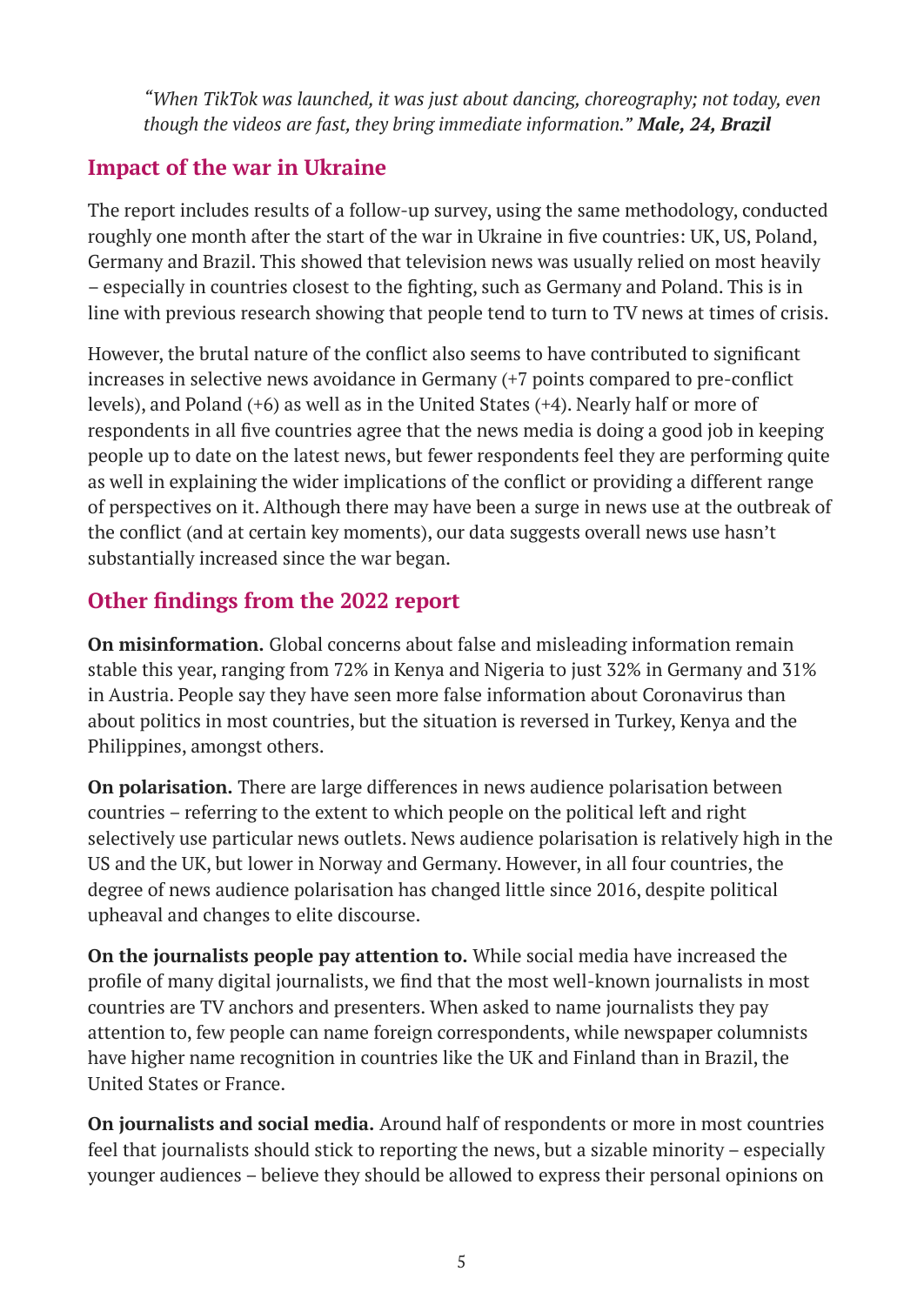*"When TikTok was launched, it was just about dancing, choreography; not today, even though the videos are fast, they bring immediate information."* ***Male, 24, Brazil***

## Impact of the war in Ukraine

The report includes results of a follow-up survey, using the same methodology, conducted roughly one month after the start of the war in Ukraine in five countries: UK, US, Poland, Germany and Brazil. This showed that television news was usually relied on most heavily – especially in countries closest to the fighting, such as Germany and Poland. This is in line with previous research showing that people tend to turn to TV news at times of crisis.

However, the brutal nature of the conflict also seems to have contributed to significant increases in selective news avoidance in Germany (+7 points compared to pre-conflict levels), and Poland (+6) as well as in the United States (+4). Nearly half or more of respondents in all five countries agree that the news media is doing a good job in keeping people up to date on the latest news, but fewer respondents feel they are performing quite as well in explaining the wider implications of the conflict or providing a different range of perspectives on it. Although there may have been a surge in news use at the outbreak of the conflict (and at certain key moments), our data suggests overall news use hasn't substantially increased since the war began.

## Other findings from the 2022 report

**On misinformation.** Global concerns about false and misleading information remain stable this year, ranging from 72% in Kenya and Nigeria to just 32% in Germany and 31% in Austria. People say they have seen more false information about Coronavirus than about politics in most countries, but the situation is reversed in Turkey, Kenya and the Philippines, amongst others.

**On polarisation.** There are large differences in news audience polarisation between countries – referring to the extent to which people on the political left and right selectively use particular news outlets. News audience polarisation is relatively high in the US and the UK, but lower in Norway and Germany. However, in all four countries, the degree of news audience polarisation has changed little since 2016, despite political upheaval and changes to elite discourse.

**On the journalists people pay attention to.** While social media have increased the profile of many digital journalists, we find that the most well-known journalists in most countries are TV anchors and presenters. When asked to name journalists they pay attention to, few people can name foreign correspondents, while newspaper columnists have higher name recognition in countries like the UK and Finland than in Brazil, the United States or France.

**On journalists and social media.** Around half of respondents or more in most countries feel that journalists should stick to reporting the news, but a sizable minority – especially younger audiences – believe they should be allowed to express their personal opinions on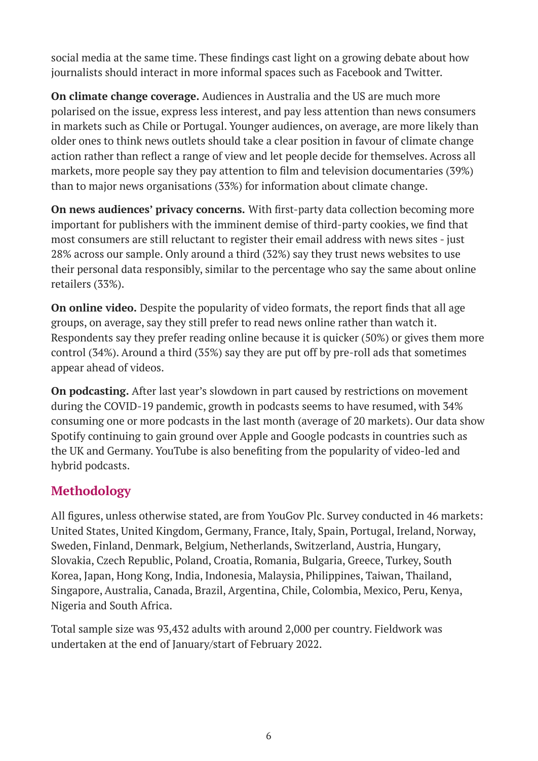social media at the same time. These findings cast light on a growing debate about how journalists should interact in more informal spaces such as Facebook and Twitter.

**On climate change coverage.** Audiences in Australia and the US are much more polarised on the issue, express less interest, and pay less attention than news consumers in markets such as Chile or Portugal. Younger audiences, on average, are more likely than older ones to think news outlets should take a clear position in favour of climate change action rather than reflect a range of view and let people decide for themselves. Across all markets, more people say they pay attention to film and television documentaries (39%) than to major news organisations (33%) for information about climate change.

**On news audiences' privacy concerns.** With first-party data collection becoming more important for publishers with the imminent demise of third-party cookies, we find that most consumers are still reluctant to register their email address with news sites - just 28% across our sample. Only around a third (32%) say they trust news websites to use their personal data responsibly, similar to the percentage who say the same about online retailers (33%).

**On online video.** Despite the popularity of video formats, the report finds that all age groups, on average, say they still prefer to read news online rather than watch it. Respondents say they prefer reading online because it is quicker (50%) or gives them more control (34%). Around a third (35%) say they are put off by pre-roll ads that sometimes appear ahead of videos.

**On podcasting.** After last year's slowdown in part caused by restrictions on movement during the COVID-19 pandemic, growth in podcasts seems to have resumed, with 34% consuming one or more podcasts in the last month (average of 20 markets). Our data show Spotify continuing to gain ground over Apple and Google podcasts in countries such as the UK and Germany. YouTube is also benefiting from the popularity of video-led and hybrid podcasts.

## Methodology

All figures, unless otherwise stated, are from YouGov Plc. Survey conducted in 46 markets: United States, United Kingdom, Germany, France, Italy, Spain, Portugal, Ireland, Norway, Sweden, Finland, Denmark, Belgium, Netherlands, Switzerland, Austria, Hungary, Slovakia, Czech Republic, Poland, Croatia, Romania, Bulgaria, Greece, Turkey, South Korea, Japan, Hong Kong, India, Indonesia, Malaysia, Philippines, Taiwan, Thailand, Singapore, Australia, Canada, Brazil, Argentina, Chile, Colombia, Mexico, Peru, Kenya, Nigeria and South Africa.

Total sample size was 93,432 adults with around 2,000 per country. Fieldwork was undertaken at the end of January/start of February 2022.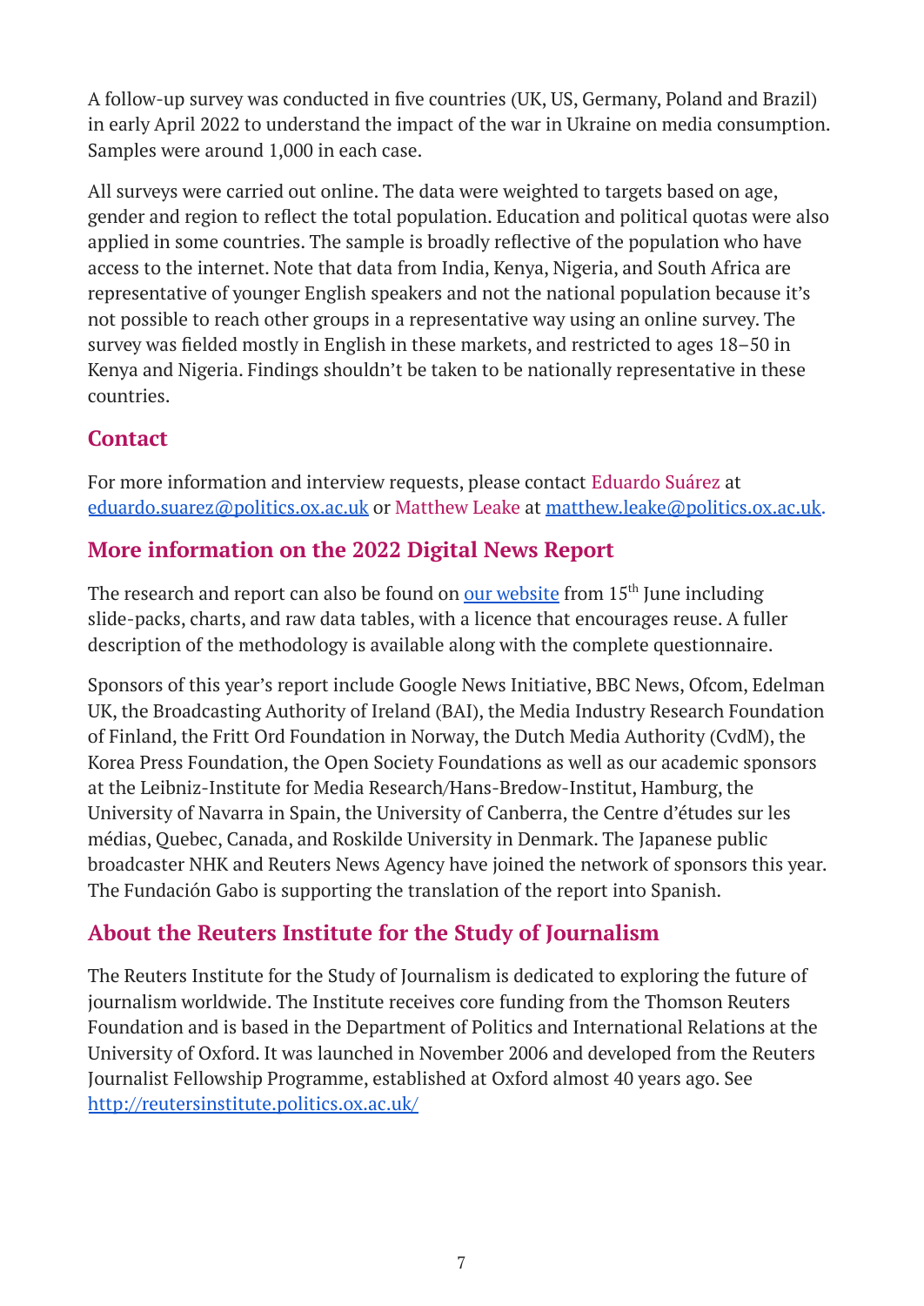A follow-up survey was conducted in five countries (UK, US, Germany, Poland and Brazil) in early April 2022 to understand the impact of the war in Ukraine on media consumption. Samples were around 1,000 in each case.

All surveys were carried out online. The data were weighted to targets based on age, gender and region to reflect the total population. Education and political quotas were also applied in some countries. The sample is broadly reflective of the population who have access to the internet. Note that data from India, Kenya, Nigeria, and South Africa are representative of younger English speakers and not the national population because it's not possible to reach other groups in a representative way using an online survey. The survey was fielded mostly in English in these markets, and restricted to ages 18–50 in Kenya and Nigeria. Findings shouldn't be taken to be nationally representative in these countries.

## Contact

For more information and interview requests, please contact Eduardo Suárez at eduardo.suarez@politics.ox.ac.uk or Matthew Leake at matthew.leake@politics.ox.ac.uk.

## More information on the 2022 Digital News Report

The research and report can also be found on our website from 15th June including slide-packs, charts, and raw data tables, with a licence that encourages reuse. A fuller description of the methodology is available along with the complete questionnaire.

Sponsors of this year's report include Google News Initiative, BBC News, Ofcom, Edelman UK, the Broadcasting Authority of Ireland (BAI), the Media Industry Research Foundation of Finland, the Fritt Ord Foundation in Norway, the Dutch Media Authority (CvdM), the Korea Press Foundation, the Open Society Foundations as well as our academic sponsors at the Leibniz-Institute for Media Research/Hans-Bredow-Institut, Hamburg, the University of Navarra in Spain, the University of Canberra, the Centre d'études sur les médias, Quebec, Canada, and Roskilde University in Denmark. The Japanese public broadcaster NHK and Reuters News Agency have joined the network of sponsors this year. The Fundación Gabo is supporting the translation of the report into Spanish.

## About the Reuters Institute for the Study of Journalism

The Reuters Institute for the Study of Journalism is dedicated to exploring the future of journalism worldwide. The Institute receives core funding from the Thomson Reuters Foundation and is based in the Department of Politics and International Relations at the University of Oxford. It was launched in November 2006 and developed from the Reuters Journalist Fellowship Programme, established at Oxford almost 40 years ago. See http://reutersinstitute.politics.ox.ac.uk/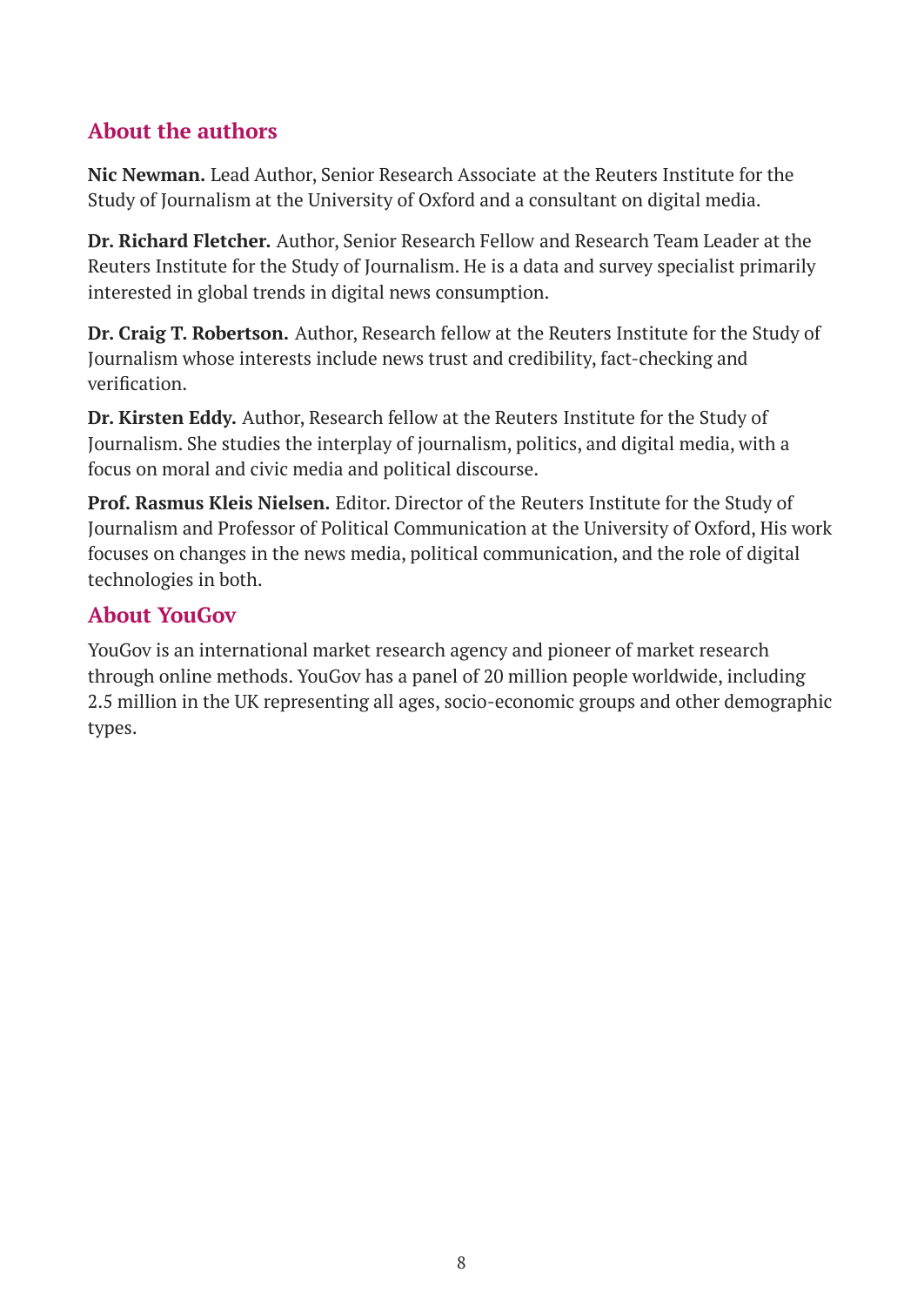## About the authors

**Nic Newman.** Lead Author, Senior Research Associate at the Reuters Institute for the Study of Journalism at the University of Oxford and a consultant on digital media.

**Dr. Richard Fletcher.** Author, Senior Research Fellow and Research Team Leader at the Reuters Institute for the Study of Journalism. He is a data and survey specialist primarily interested in global trends in digital news consumption.

**Dr. Craig T. Robertson.** Author, Research fellow at the Reuters Institute for the Study of Journalism whose interests include news trust and credibility, fact-checking and verification.

**Dr. Kirsten Eddy.** Author, Research fellow at the Reuters Institute for the Study of Journalism. She studies the interplay of journalism, politics, and digital media, with a focus on moral and civic media and political discourse.

**Prof. Rasmus Kleis Nielsen.** Editor. Director of the Reuters Institute for the Study of Journalism and Professor of Political Communication at the University of Oxford, His work focuses on changes in the news media, political communication, and the role of digital technologies in both.

## About YouGov

YouGov is an international market research agency and pioneer of market research through online methods. YouGov has a panel of 20 million people worldwide, including 2.5 million in the UK representing all ages, socio-economic groups and other demographic types.